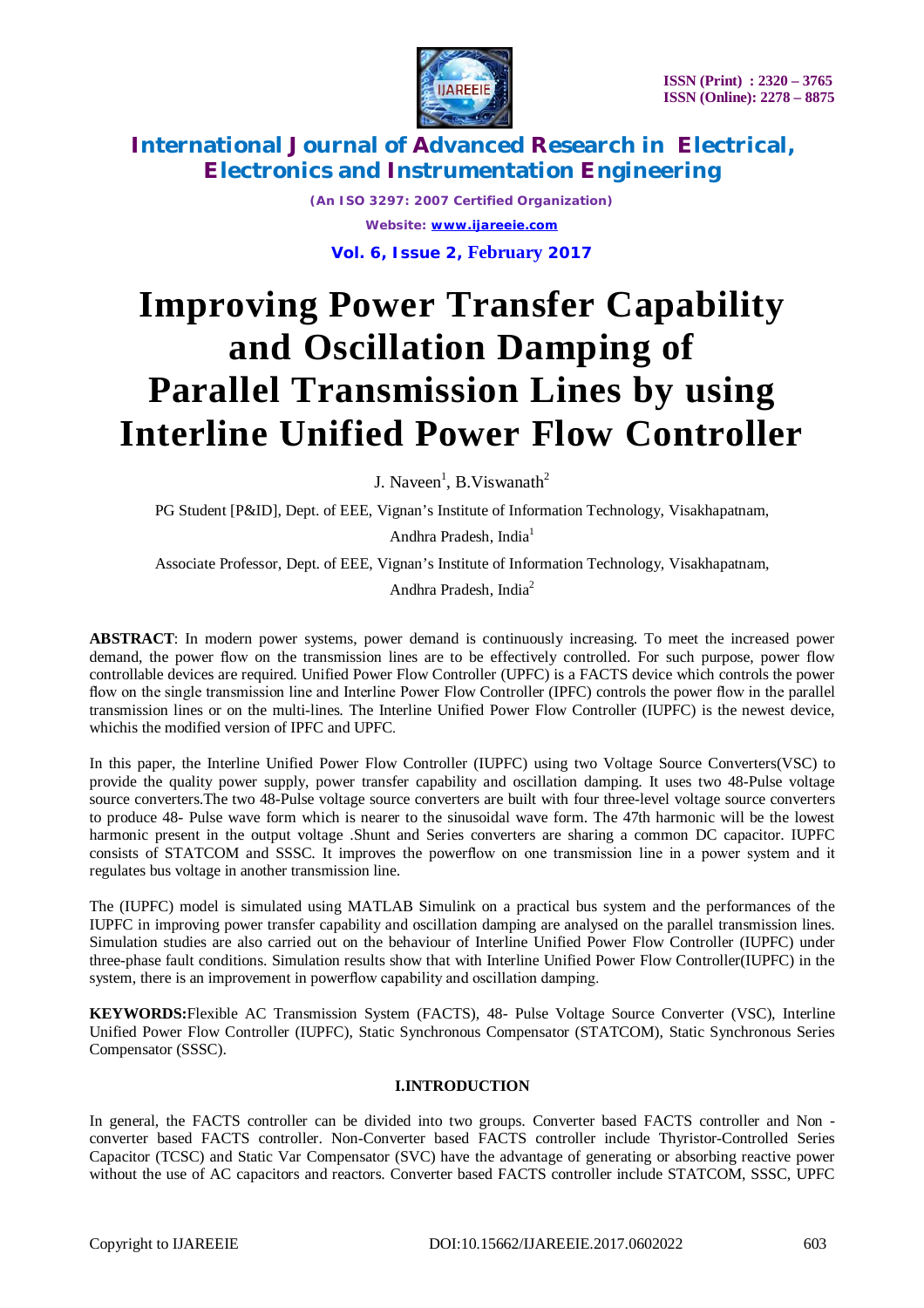# Improving Power Transfer Capability and Oscillation Damping of Parallel Transmission Lines by using Interline Unified Power Flow Controller

J. Naveen[1], B.Viswanath[2]

PG Student [P&ID], Dept. of EEE, Vignan's Institute of Information Technology, Visakhapatnam, Andhra Pradesh, India[1]

Associate Professor, Dept. of EEE, Vignan's Institute of Information Technology, Visakhapatnam, Andhra Pradesh, India[2]

**ABSTRACT**: In modern power systems, power demand is continuously increasing. To meet the increased power demand, the power flow on the transmission lines are to be effectively controlled. For such purpose, power flow controllable devices are required. Unified Power Flow Controller (UPFC) is a FACTS device which controls the power flow on the single transmission line and Interline Power Flow Controller (IPFC) controls the power flow in the parallel transmission lines or on the multi-lines. The Interline Unified Power Flow Controller (IUPFC) is the newest device, whichis the modified version of IPFC and UPFC.

In this paper, the Interline Unified Power Flow Controller (IUPFC) using two Voltage Source Converters(VSC) to provide the quality power supply, power transfer capability and oscillation damping. It uses two 48-Pulse voltage source converters.The two 48-Pulse voltage source converters are built with four three-level voltage source converters to produce 48- Pulse wave form which is nearer to the sinusoidal wave form. The 47th harmonic will be the lowest harmonic present in the output voltage .Shunt and Series converters are sharing a common DC capacitor. IUPFC consists of STATCOM and SSSC. It improves the powerflow on one transmission line in a power system and it regulates bus voltage in another transmission line.

The (IUPFC) model is simulated using MATLAB Simulink on a practical bus system and the performances of the IUPFC in improving power transfer capability and oscillation damping are analysed on the parallel transmission lines. Simulation studies are also carried out on the behaviour of Interline Unified Power Flow Controller (IUPFC) under three-phase fault conditions. Simulation results show that with Interline Unified Power Flow Controller(IUPFC) in the system, there is an improvement in powerflow capability and oscillation damping.

**KEYWORDS:**Flexible AC Transmission System (FACTS), 48- Pulse Voltage Source Converter (VSC), Interline Unified Power Flow Controller (IUPFC), Static Synchronous Compensator (STATCOM), Static Synchronous Series Compensator (SSSC).

## I.INTRODUCTION

In general, the FACTS controller can be divided into two groups. Converter based FACTS controller and Non - converter based FACTS controller. Non-Converter based FACTS controller include Thyristor-Controlled Series Capacitor (TCSC) and Static Var Compensator (SVC) have the advantage of generating or absorbing reactive power without the use of AC capacitors and reactors. Converter based FACTS controller include STATCOM, SSSC, UPFC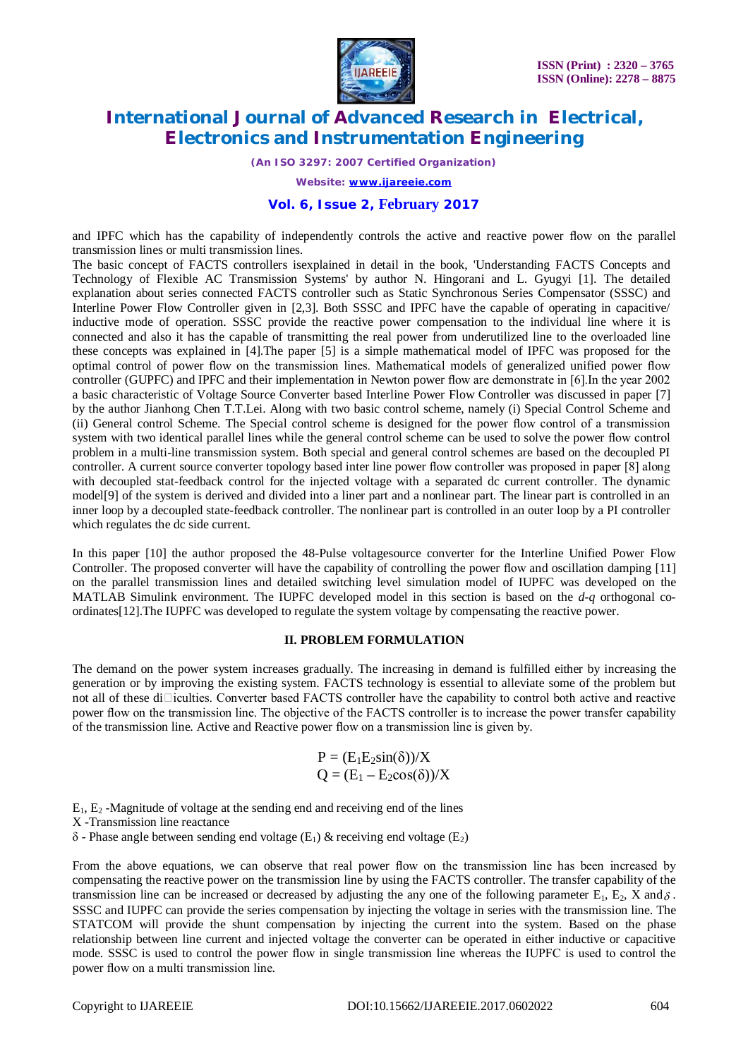and IPFC which has the capability of independently controls the active and reactive power flow on the parallel transmission lines or multi transmission lines.
The basic concept of FACTS controllers isexplained in detail in the book, 'Understanding FACTS Concepts and Technology of Flexible AC Transmission Systems' by author N. Hingorani and L. Gyugyi [1]. The detailed explanation about series connected FACTS controller such as Static Synchronous Series Compensator (SSSC) and Interline Power Flow Controller given in [2,3]. Both SSSC and IPFC have the capable of operating in capacitive/ inductive mode of operation. SSSC provide the reactive power compensation to the individual line where it is connected and also it has the capable of transmitting the real power from underutilized line to the overloaded line these concepts was explained in [4].The paper [5] is a simple mathematical model of IPFC was proposed for the optimal control of power flow on the transmission lines. Mathematical models of generalized unified power flow controller (GUPFC) and IPFC and their implementation in Newton power flow are demonstrate in [6].In the year 2002 a basic characteristic of Voltage Source Converter based Interline Power Flow Controller was discussed in paper [7] by the author Jianhong Chen T.T.Lei. Along with two basic control scheme, namely (i) Special Control Scheme and (ii) General control Scheme. The Special control scheme is designed for the power flow control of a transmission system with two identical parallel lines while the general control scheme can be used to solve the power flow control problem in a multi-line transmission system. Both special and general control schemes are based on the decoupled PI controller. A current source converter topology based inter line power flow controller was proposed in paper [8] along with decoupled stat-feedback control for the injected voltage with a separated dc current controller. The dynamic model[9] of the system is derived and divided into a liner part and a nonlinear part. The linear part is controlled in an inner loop by a decoupled state-feedback controller. The nonlinear part is controlled in an outer loop by a PI controller which regulates the dc side current.

In this paper [10] the author proposed the 48-Pulse voltagesource converter for the Interline Unified Power Flow Controller. The proposed converter will have the capability of controlling the power flow and oscillation damping [11] on the parallel transmission lines and detailed switching level simulation model of IUPFC was developed on the MATLAB Simulink environment. The IUPFC developed model in this section is based on the *d-q* orthogonal co-ordinates[12].The IUPFC was developed to regulate the system voltage by compensating the reactive power.

## II. PROBLEM FORMULATION

The demand on the power system increases gradually. The increasing in demand is fulfilled either by increasing the generation or by improving the existing system. FACTS technology is essential to alleviate some of the problem but not all of these di□iculties. Converter based FACTS controller have the capability to control both active and reactive power flow on the transmission line. The objective of the FACTS controller is to increase the power transfer capability of the transmission line. Active and Reactive power flow on a transmission line is given by.

$$P = (E_1E_2\sin(\delta))/X$$
$$Q = (E_1 - E_2\cos(\delta))/X$$

$E_1$, $E_2$ -Magnitude of voltage at the sending end and receiving end of the lines
X -Transmission line reactance
$\delta$ - Phase angle between sending end voltage ($E_1$) & receiving end voltage ($E_2$)

From the above equations, we can observe that real power flow on the transmission line has been increased by compensating the reactive power on the transmission line by using the FACTS controller. The transfer capability of the transmission line can be increased or decreased by adjusting the any one of the following parameter $E_1$, $E_2$, X and $\delta$. SSSC and IUPFC can provide the series compensation by injecting the voltage in series with the transmission line. The STATCOM will provide the shunt compensation by injecting the current into the system. Based on the phase relationship between line current and injected voltage the converter can be operated in either inductive or capacitive mode. SSSC is used to control the power flow in single transmission line whereas the IUPFC is used to control the power flow on a multi transmission line.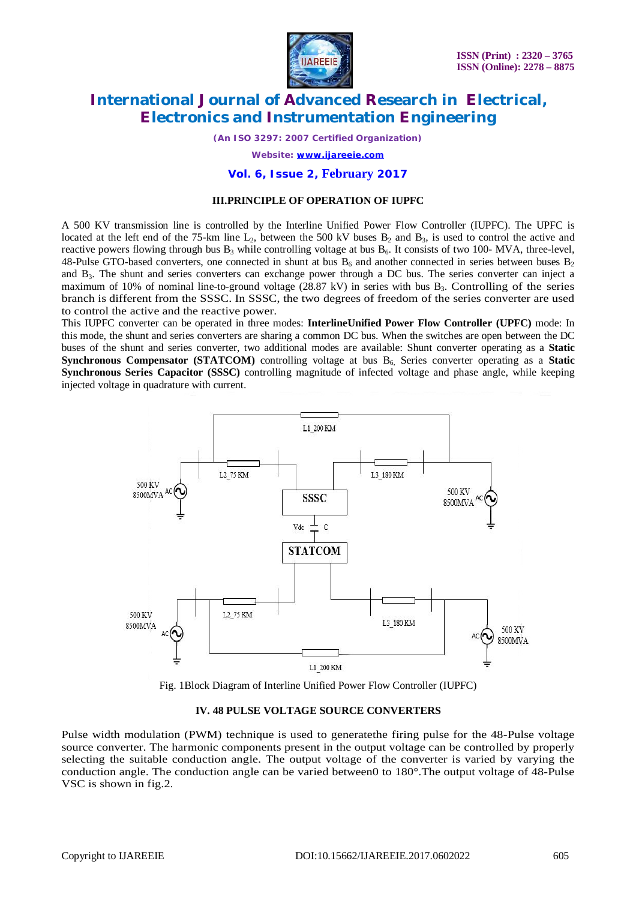### III.PRINCIPLE OF OPERATION OF IUPFC

A 500 KV transmission line is controlled by the Interline Unified Power Flow Controller (IUPFC). The UPFC is located at the left end of the 75-km line $L_2$, between the 500 kV buses $B_2$ and $B_3$, is used to control the active and reactive powers flowing through bus $B_3$ while controlling voltage at bus $B_6$. It consists of two 100- MVA, three-level, 48-Pulse GTO-based converters, one connected in shunt at bus $B_6$ and another connected in series between buses $B_2$ and $B_3$. The shunt and series converters can exchange power through a DC bus. The series converter can inject a maximum of 10% of nominal line-to-ground voltage (28.87 kV) in series with bus $B_3$. Controlling of the series branch is different from the SSSC. In SSSC, the two degrees of freedom of the series converter are used to control the active and the reactive power.

This IUPFC converter can be operated in three modes: **InterlineUnified Power Flow Controller (UPFC)** mode: In this mode, the shunt and series converters are sharing a common DC bus. When the switches are open between the DC buses of the shunt and series converter, two additional modes are available: Shunt converter operating as a **Static Synchronous Compensator (STATCOM)** controlling voltage at bus $B_6$, Series converter operating as a **Static Synchronous Series Capacitor (SSSC)** controlling magnitude of infected voltage and phase angle, while keeping injected voltage in quadrature with current.

Fig. 1Block Diagram of Interline Unified Power Flow Controller (IUPFC)

### IV. 48 PULSE VOLTAGE SOURCE CONVERTERS

Pulse width modulation (PWM) technique is used to generatethe firing pulse for the 48-Pulse voltage source converter. The harmonic components present in the output voltage can be controlled by properly selecting the suitable conduction angle. The output voltage of the converter is varied by varying the conduction angle. The conduction angle can be varied between0 to 180°.The output voltage of 48-Pulse VSC is shown in fig.2.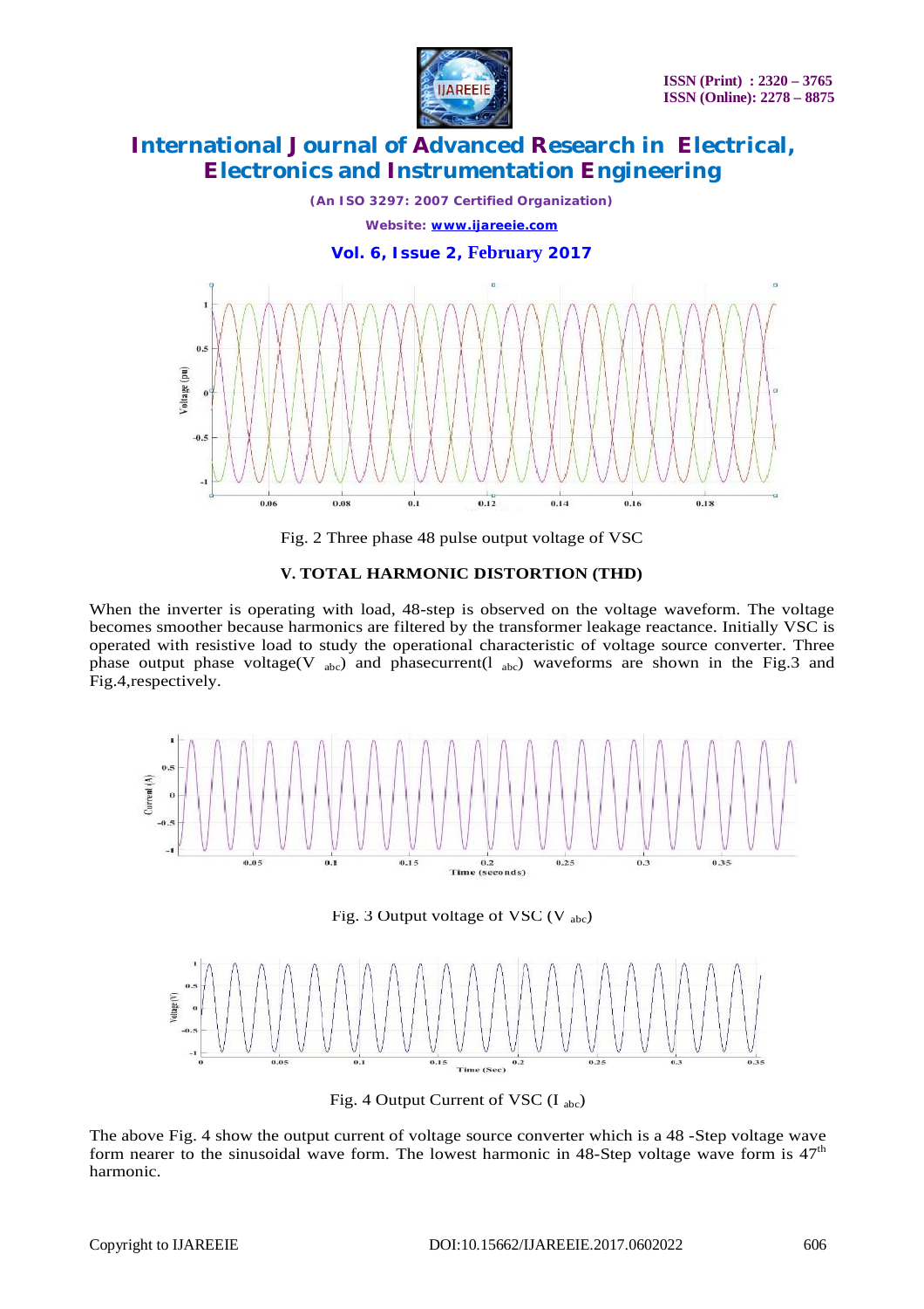Fig. 2 Three phase 48 pulse output voltage of VSC

## V. TOTAL HARMONIC DISTORTION (THD)

When the inverter is operating with load, 48-step is observed on the voltage waveform. The voltage becomes smoother because harmonics are filtered by the transformer leakage reactance. Initially VSC is operated with resistive load to study the operational characteristic of voltage source converter. Three phase output phase voltage($V_{abc}$) and phasecurrent($I_{abc}$) waveforms are shown in the Fig.3 and Fig.4,respectively.

Fig. 3 Output voltage of VSC ($V_{abc}$)

Fig. 4 Output Current of VSC ($I_{abc}$)

The above Fig. 4 show the output current of voltage source converter which is a 48 -Step voltage wave form nearer to the sinusoidal wave form. The lowest harmonic in 48-Step voltage wave form is $47^{th}$ harmonic.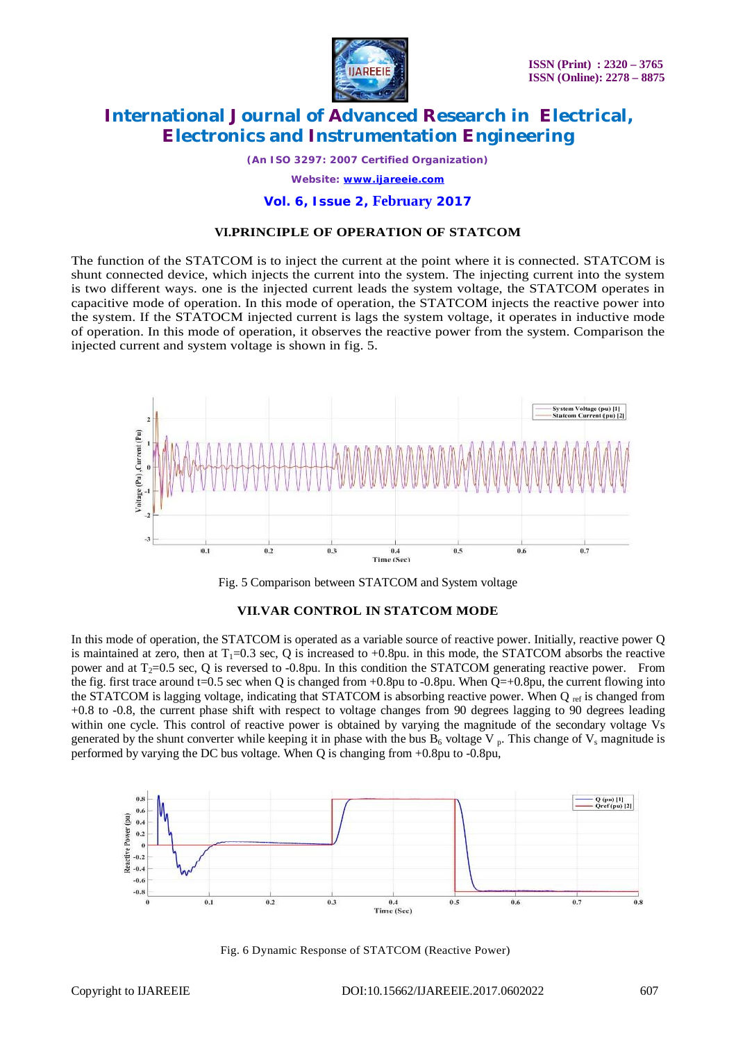## VI.PRINCIPLE OF OPERATION OF STATCOM

The function of the STATCOM is to inject the current at the point where it is connected. STATCOM is shunt connected device, which injects the current into the system. The injecting current into the system is two different ways. one is the injected current leads the system voltage, the STATCOM operates in capacitive mode of operation. In this mode of operation, the STATCOM injects the reactive power into the system. If the STATOCM injected current is lags the system voltage, it operates in inductive mode of operation. In this mode of operation, it observes the reactive power from the system. Comparison the injected current and system voltage is shown in fig. 5.

Fig. 5 Comparison between STATCOM and System voltage

## VII.VAR CONTROL IN STATCOM MODE

In this mode of operation, the STATCOM is operated as a variable source of reactive power. Initially, reactive power Q is maintained at zero, then at $T_1$=0.3 sec, Q is increased to +0.8pu. in this mode, the STATCOM absorbs the reactive power and at $T_2$=0.5 sec, Q is reversed to -0.8pu. In this condition the STATCOM generating reactive power. From the fig. first trace around t=0.5 sec when Q is changed from +0.8pu to -0.8pu. When Q=+0.8pu, the current flowing into the STATCOM is lagging voltage, indicating that STATCOM is absorbing reactive power. When $Q_{ref}$ is changed from +0.8 to -0.8, the current phase shift with respect to voltage changes from 90 degrees lagging to 90 degrees leading within one cycle. This control of reactive power is obtained by varying the magnitude of the secondary voltage Vs generated by the shunt converter while keeping it in phase with the bus $B_6$ voltage $V_p$. This change of $V_s$ magnitude is performed by varying the DC bus voltage. When Q is changing from +0.8pu to -0.8pu,

Fig. 6 Dynamic Response of STATCOM (Reactive Power)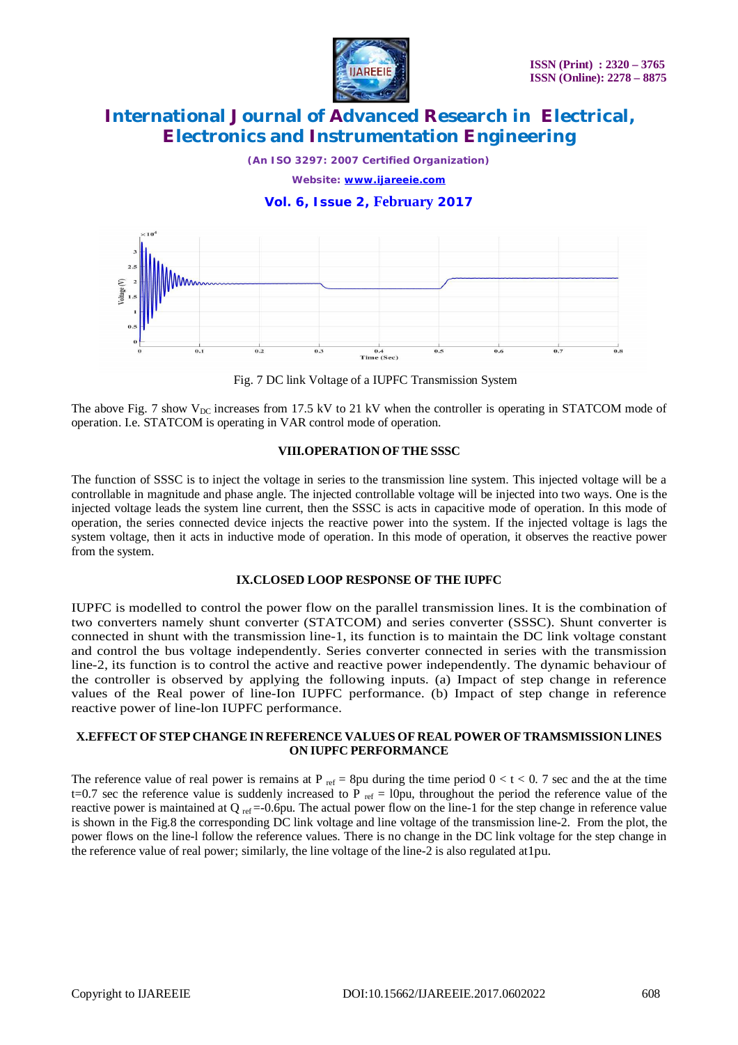Fig. 7 DC link Voltage of a IUPFC Transmission System

The above Fig. 7 show $V_{DC}$ increases from 17.5 kV to 21 kV when the controller is operating in STATCOM mode of operation. I.e. STATCOM is operating in VAR control mode of operation.

## VIII.OPERATION OF THE SSSC

The function of SSSC is to inject the voltage in series to the transmission line system. This injected voltage will be a controllable in magnitude and phase angle. The injected controllable voltage will be injected into two ways. One is the injected voltage leads the system line current, then the SSSC is acts in capacitive mode of operation. In this mode of operation, the series connected device injects the reactive power into the system. If the injected voltage is lags the system voltage, then it acts in inductive mode of operation. In this mode of operation, it observes the reactive power from the system.

## IX.CLOSED LOOP RESPONSE OF THE IUPFC

IUPFC is modelled to control the power flow on the parallel transmission lines. It is the combination of two converters namely shunt converter (STATCOM) and series converter (SSSC). Shunt converter is connected in shunt with the transmission line-1, its function is to maintain the DC link voltage constant and control the bus voltage independently. Series converter connected in series with the transmission line-2, its function is to control the active and reactive power independently. The dynamic behaviour of the controller is observed by applying the following inputs. (a) Impact of step change in reference values of the Real power of line-Ion IUPFC performance. (b) Impact of step change in reference reactive power of line-lon IUPFC performance.

## X.EFFECT OF STEP CHANGE IN REFERENCE VALUES OF REAL POWER OF TRAMSMISSION LINES ON IUPFC PERFORMANCE

The reference value of real power is remains at $P_{ref}$ = 8pu during the time period 0 < t < 0. 7 sec and the at the time t=0.7 sec the reference value is suddenly increased to $P_{ref}$ = l0pu, throughout the period the reference value of the reactive power is maintained at $Q_{ref}$ =-0.6pu. The actual power flow on the line-1 for the step change in reference value is shown in the Fig.8 the corresponding DC link voltage and line voltage of the transmission line-2. From the plot, the power flows on the line-l follow the reference values. There is no change in the DC link voltage for the step change in the reference value of real power; similarly, the line voltage of the line-2 is also regulated at1pu.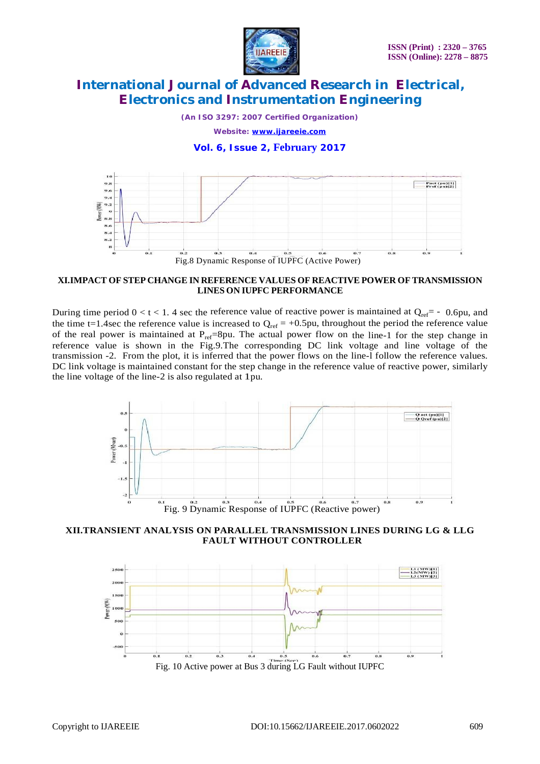Fig.8 Dynamic Response of IUPFC (Active Power)

## XI.IMPACT OF STEP CHANGE IN REFERENCE VALUES OF REACTIVE POWER OF TRANSMISSION LINES ON IUPFC PERFORMANCE

During time period 0 < t < 1. 4 sec the reference value of reactive power is maintained at $Q_{ref}$= - 0.6pu, and the time t=1.4sec the reference value is increased to $Q_{ref}$ = +0.5pu, throughout the period the reference value of the real power is maintained at $P_{ref}$=8pu. The actual power flow on the line-1 for the step change in reference value is shown in the Fig.9.The corresponding DC link voltage and line voltage of the transmission -2. From the plot, it is inferred that the power flows on the line-l follow the reference values. DC link voltage is maintained constant for the step change in the reference value of reactive power, similarly the line voltage of the line-2 is also regulated at 1pu.

Fig. 9 Dynamic Response of IUPFC (Reactive power)

## XII.TRANSIENT ANALYSIS ON PARALLEL TRANSMISSION LINES DURING LG & LLG FAULT WITHOUT CONTROLLER

Fig. 10 Active power at Bus 3 during LG Fault without IUPFC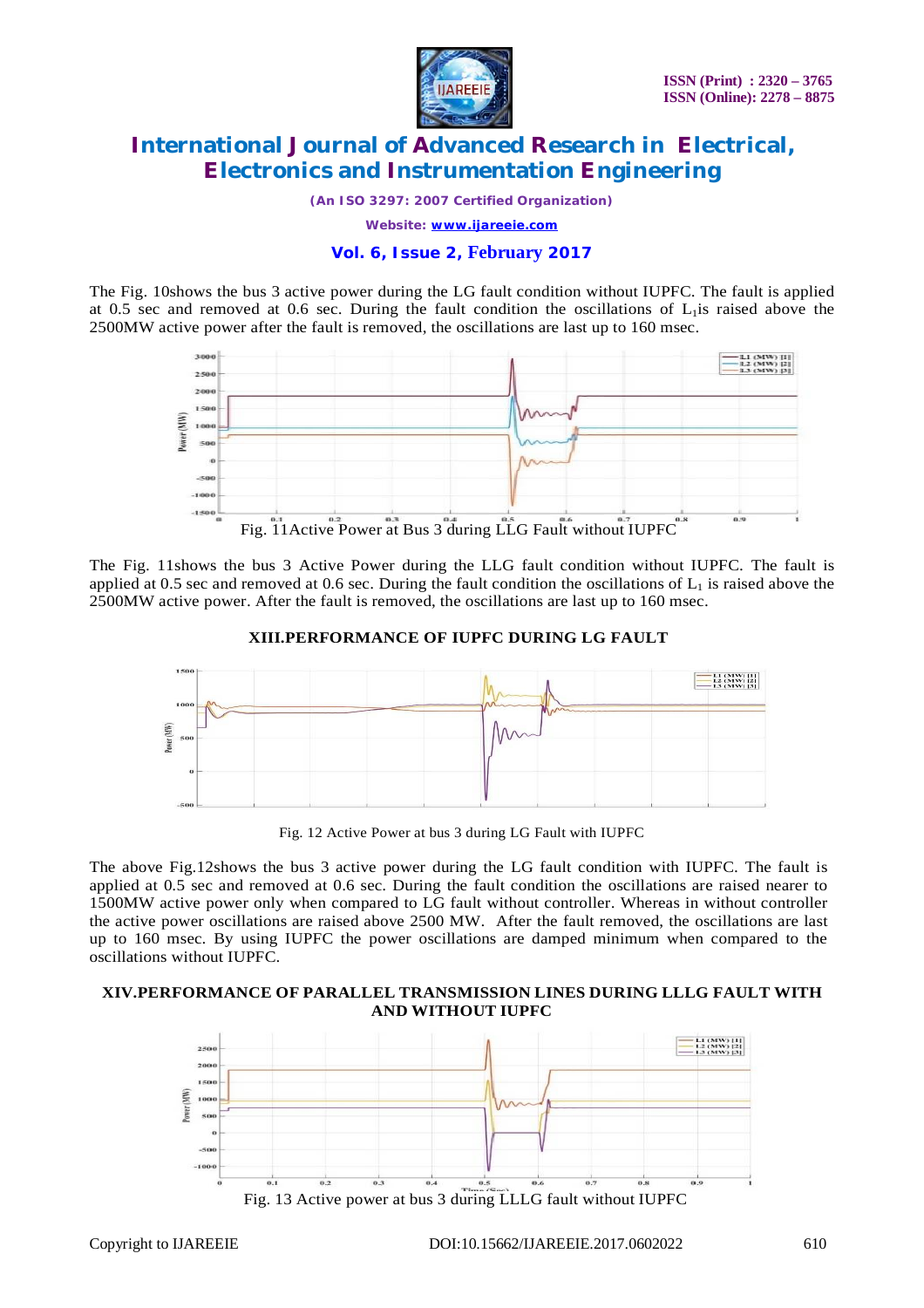The Fig. 10shows the bus 3 active power during the LG fault condition without IUPFC. The fault is applied at 0.5 sec and removed at 0.6 sec. During the fault condition the oscillations of $L_1$is raised above the 2500MW active power after the fault is removed, the oscillations are last up to 160 msec.

Fig. 11Active Power at Bus 3 during LLG Fault without IUPFC

The Fig. 11shows the bus 3 Active Power during the LLG fault condition without IUPFC. The fault is applied at 0.5 sec and removed at 0.6 sec. During the fault condition the oscillations of $L_1$ is raised above the 2500MW active power. After the fault is removed, the oscillations are last up to 160 msec.

## XIII.PERFORMANCE OF IUPFC DURING LG FAULT

Fig. 12 Active Power at bus 3 during LG Fault with IUPFC

The above Fig.12shows the bus 3 active power during the LG fault condition with IUPFC. The fault is applied at 0.5 sec and removed at 0.6 sec. During the fault condition the oscillations are raised nearer to 1500MW active power only when compared to LG fault without controller. Whereas in without controller the active power oscillations are raised above 2500 MW. After the fault removed, the oscillations are last up to 160 msec. By using IUPFC the power oscillations are damped minimum when compared to the oscillations without IUPFC.

## XIV.PERFORMANCE OF PARALLEL TRANSMISSION LINES DURING LLLG FAULT WITH AND WITHOUT IUPFC

Fig. 13 Active power at bus 3 during LLLG fault without IUPFC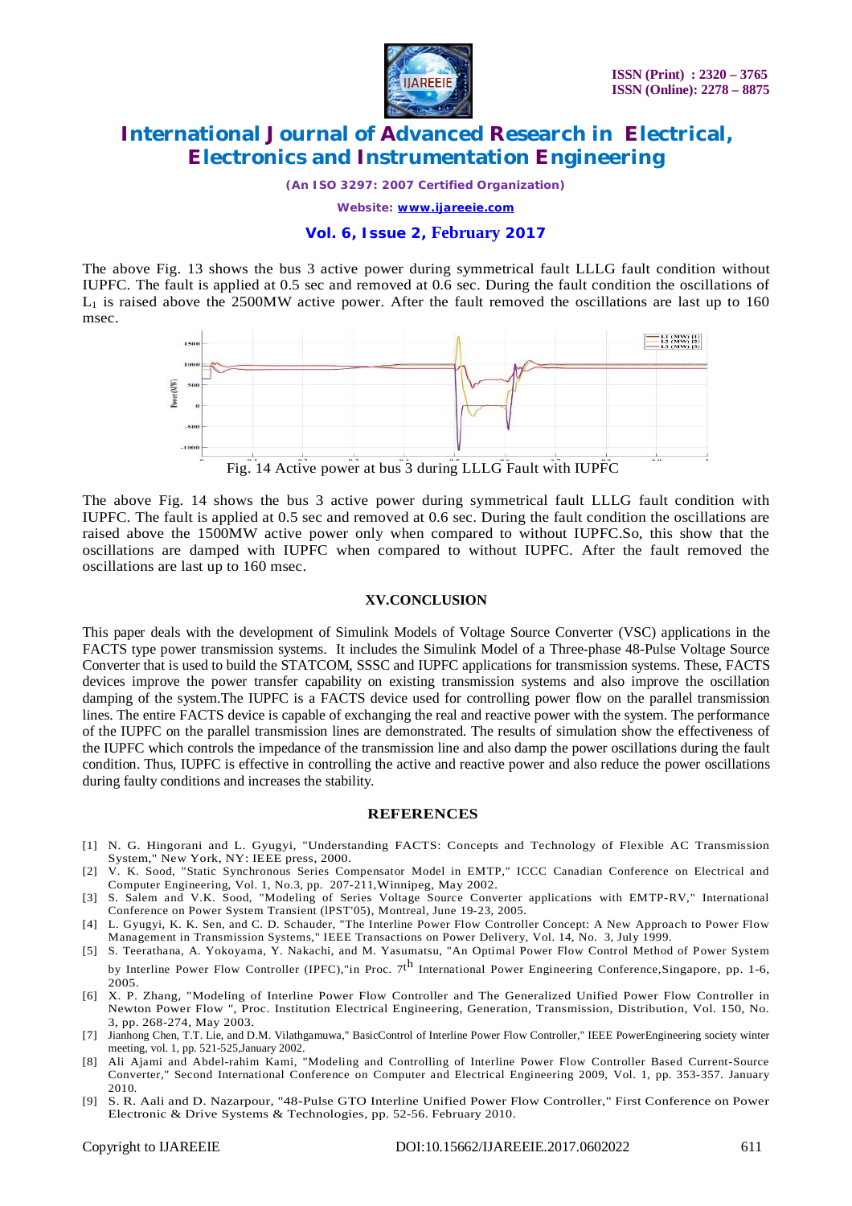The above Fig. 13 shows the bus 3 active power during symmetrical fault LLLG fault condition without IUPFC. The fault is applied at 0.5 sec and removed at 0.6 sec. During the fault condition the oscillations of $L_1$ is raised above the 2500MW active power. After the fault removed the oscillations are last up to 160 msec.

Fig. 14 Active power at bus 3 during LLLG Fault with IUPFC

The above Fig. 14 shows the bus 3 active power during symmetrical fault LLLG fault condition with IUPFC. The fault is applied at 0.5 sec and removed at 0.6 sec. During the fault condition the oscillations are raised above the 1500MW active power only when compared to without IUPFC.So, this show that the oscillations are damped with IUPFC when compared to without IUPFC. After the fault removed the oscillations are last up to 160 msec.

## XV.CONCLUSION

This paper deals with the development of Simulink Models of Voltage Source Converter (VSC) applications in the FACTS type power transmission systems. It includes the Simulink Model of a Three-phase 48-Pulse Voltage Source Converter that is used to build the STATCOM, SSSC and IUPFC applications for transmission systems. These, FACTS devices improve the power transfer capability on existing transmission systems and also improve the oscillation damping of the system.The IUPFC is a FACTS device used for controlling power flow on the parallel transmission lines. The entire FACTS device is capable of exchanging the real and reactive power with the system. The performance of the IUPFC on the parallel transmission lines are demonstrated. The results of simulation show the effectiveness of the IUPFC which controls the impedance of the transmission line and also damp the power oscillations during the fault condition. Thus, IUPFC is effective in controlling the active and reactive power and also reduce the power oscillations during faulty conditions and increases the stability.

## REFERENCES

[1] N. G. Hingorani and L. Gyugyi, "Understanding FACTS: Concepts and Technology of Flexible AC Transmission System," New York, NY: IEEE press, 2000.

[2] V. K. Sood, "Static Synchronous Series Compensator Model in EMTP," ICCC Canadian Conference on Electrical and Computer Engineering, Vol. 1, No.3, pp. 207-211,Winnipeg, May 2002.

[3] S. Salem and V.K. Sood, "Modeling of Series Voltage Source Converter applications with EMTP-RV," International Conference on Power System Transient (IPST'05), Montreal, June 19-23, 2005.

[4] L. Gyugyi, K. K. Sen, and C. D. Schauder, "The Interline Power Flow Controller Concept: A New Approach to Power Flow Management in Transmission Systems," IEEE Transactions on Power Delivery, Vol. 14, No. 3, July 1999.

[5] S. Teerathana, A. Yokoyama, Y. Nakachi, and M. Yasumatsu, "An Optimal Power Flow Control Method of Power System by Interline Power Flow Controller (IPFC),"in Proc. 7th International Power Engineering Conference,Singapore, pp. 1-6, 2005.

[6] X. P. Zhang, "Modeling of Interline Power Flow Controller and The Generalized Unified Power Flow Controller in Newton Power Flow ", Proc. Institution Electrical Engineering, Generation, Transmission, Distribution, Vol. 150, No. 3, pp. 268-274, May 2003.

[7] Jianhong Chen, T.T. Lie, and D.M. Vilathgamuwa," BasicControl of Interline Power Flow Controller," IEEE PowerEngineering society winter meeting, vol. 1, pp. 521-525,January 2002.

[8] Ali Ajami and Abdel-rahim Kami, "Modeling and Controlling of Interline Power Flow Controller Based Current-Source Converter," Second International Conference on Computer and Electrical Engineering 2009, Vol. 1, pp. 353-357. January 2010.

[9] S. R. Aali and D. Nazarpour, "48-Pulse GTO Interline Unified Power Flow Controller," First Conference on Power Electronic & Drive Systems & Technologies, pp. 52-56. February 2010.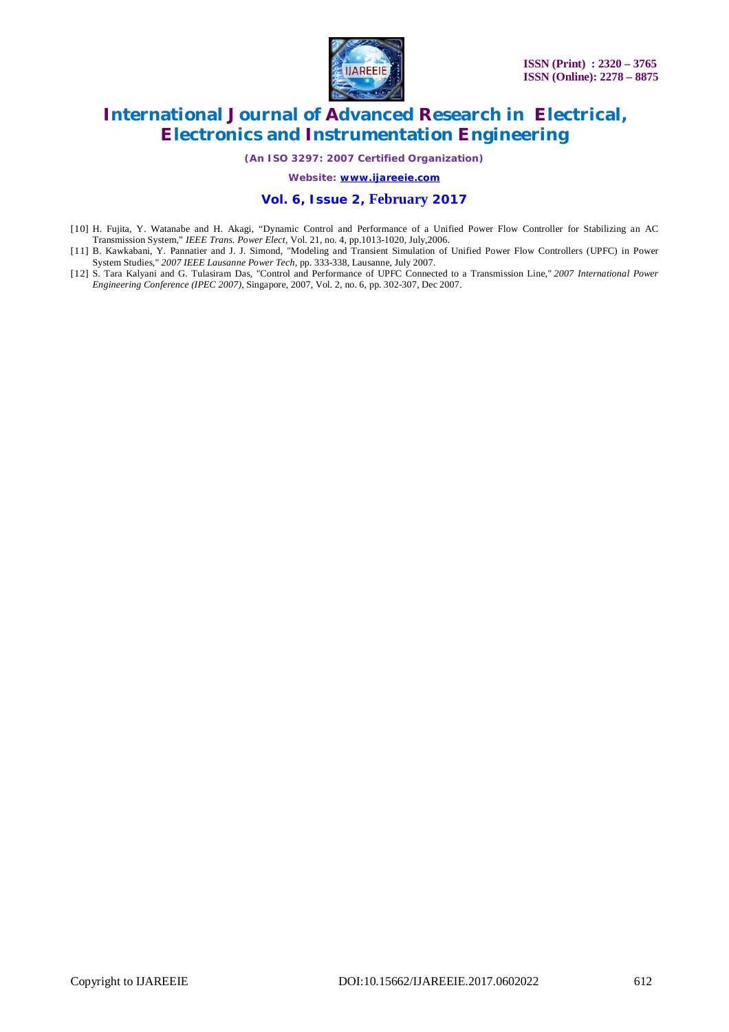[10] H. Fujita, Y. Watanabe and H. Akagi, "Dynamic Control and Performance of a Unified Power Flow Controller for Stabilizing an AC Transmission System," *IEEE Trans. Power Elect*, Vol. 21, no. 4, pp.1013-1020, July,2006.

[11] B. Kawkabani, Y. Pannatier and J. J. Simond, "Modeling and Transient Simulation of Unified Power Flow Controllers (UPFC) in Power System Studies," *2007 IEEE Lausanne Power Tech*, pp. 333-338, Lausanne, July 2007.

[12] S. Tara Kalyani and G. Tulasiram Das, "Control and Performance of UPFC Connected to a Transmission Line," *2007 International Power Engineering Conference (IPEC 2007)*, Singapore, 2007, Vol. 2, no. 6, pp. 302-307, Dec 2007.